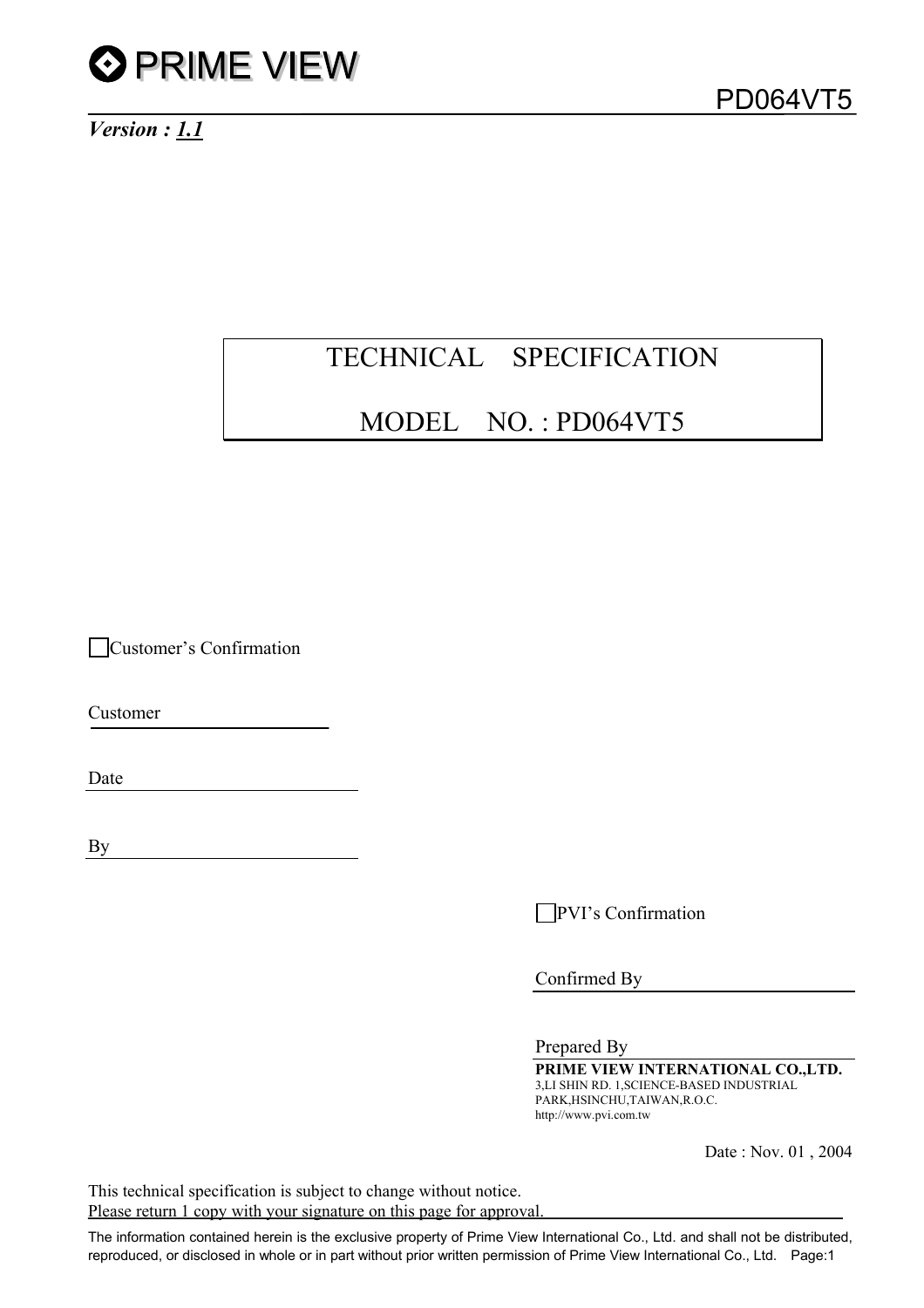# PRIME VIEW

PD064VT5

***Version : 1.1***

# TECHNICAL SPECIFICATION

# MODEL NO. : PD064VT5

☐ Customer's Confirmation

Customer

Date

By

☐ PVI's Confirmation

Confirmed By

Prepared By

**PRIME VIEW INTERNATIONAL CO.,LTD.**
3,LI SHIN RD. 1,SCIENCE-BASED INDUSTRIAL PARK,HSINCHU,TAIWAN,R.O.C.
http://www.pvi.com.tw

Date : Nov. 01 , 2004

This technical specification is subject to change without notice.
Please return 1 copy with your signature on this page for approval.

The information contained herein is the exclusive property of Prime View International Co., Ltd. and shall not be distributed, reproduced, or disclosed in whole or in part without prior written permission of Prime View International Co., Ltd.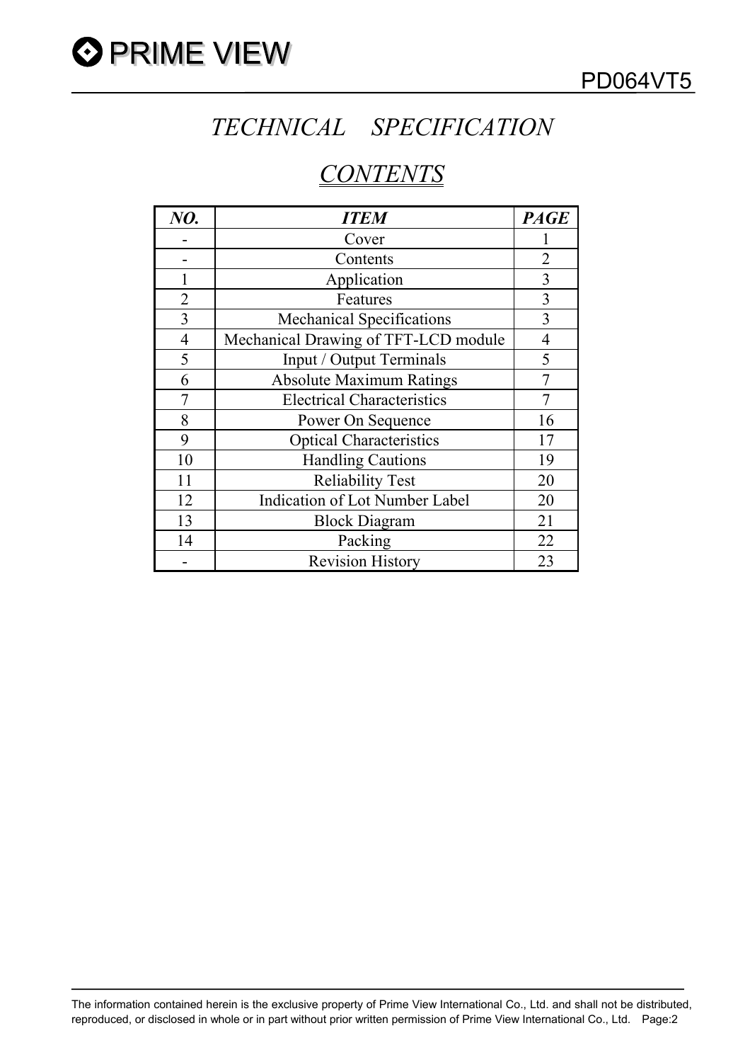# *TECHNICAL SPECIFICATION*

## *CONTENTS*

| *NO.* | *ITEM* | *PAGE* |
|---|---|---|
| - | Cover | 1 |
| - | Contents | 2 |
| 1 | Application | 3 |
| 2 | Features | 3 |
| 3 | Mechanical Specifications | 3 |
| 4 | Mechanical Drawing of TFT-LCD module | 4 |
| 5 | Input / Output Terminals | 5 |
| 6 | Absolute Maximum Ratings | 7 |
| 7 | Electrical Characteristics | 7 |
| 8 | Power On Sequence | 16 |
| 9 | Optical Characteristics | 17 |
| 10 | Handling Cautions | 19 |
| 11 | Reliability Test | 20 |
| 12 | Indication of Lot Number Label | 20 |
| 13 | Block Diagram | 21 |
| 14 | Packing | 22 |
| - | Revision History | 23 |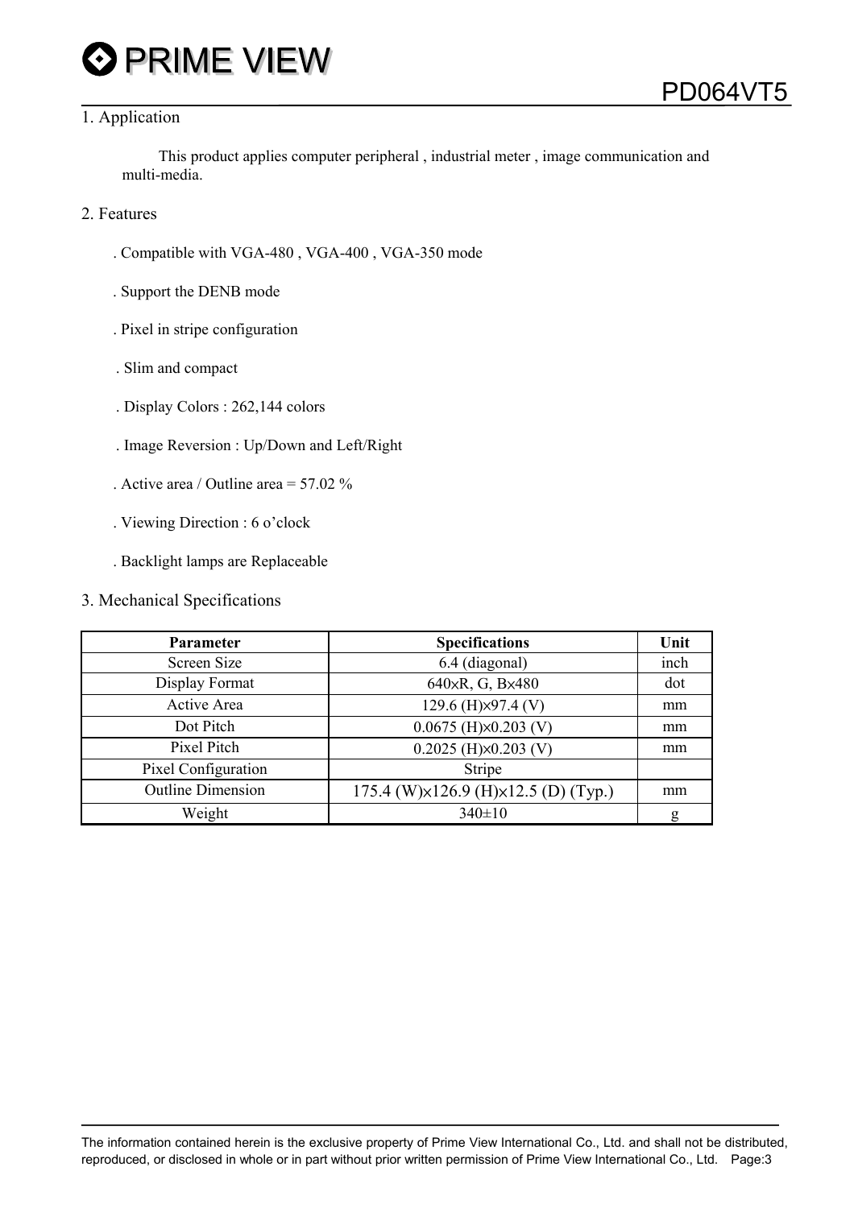## 1. Application

This product applies computer peripheral , industrial meter , image communication and multi-media.

## 2. Features

- . Compatible with VGA-480 , VGA-400 , VGA-350 mode
- . Support the DENB mode
- . Pixel in stripe configuration
- . Slim and compact
- . Display Colors : 262,144 colors
- . Image Reversion : Up/Down and Left/Right
- . Active area / Outline area = 57.02 %
- . Viewing Direction : 6 o'clock
- . Backlight lamps are Replaceable

## 3. Mechanical Specifications

| Parameter | Specifications | Unit |
|---|---|---|
| Screen Size | 6.4 (diagonal) | inch |
| Display Format | 640×R, G, B×480 | dot |
| Active Area | 129.6 (H)×97.4 (V) | mm |
| Dot Pitch | 0.0675 (H)×0.203 (V) | mm |
| Pixel Pitch | 0.2025 (H)×0.203 (V) | mm |
| Pixel Configuration | Stripe | |
| Outline Dimension | 175.4 (W)×126.9 (H)×12.5 (D) (Typ.) | mm |
| Weight | 340±10 | g |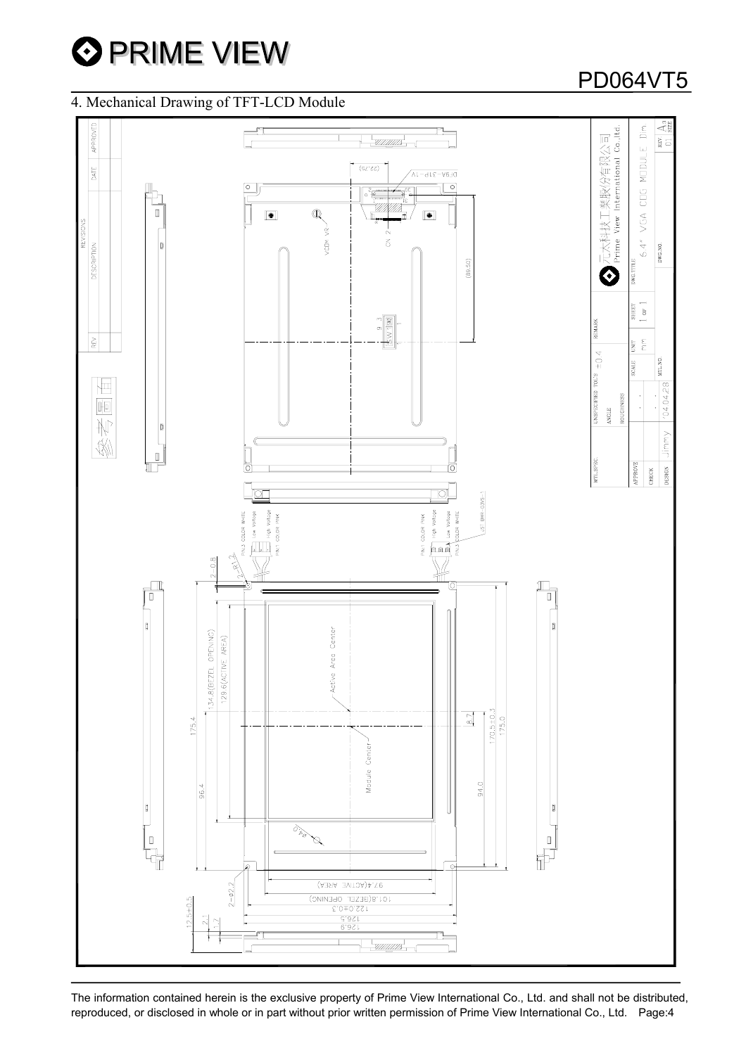## 4. Mechanical Drawing of TFT-LCD Module

| REV | DESCRIPTION | DATE | APPROVED |
| --- | --- | --- | --- |
| | REVISIONS | | |

参考图面

DF9A-31P-1V

(22.75)

VCOM VR

CN 2

(89.50)

JST BHR-03VS-1

PIN3 COLOR WHITE Low Voltage

High Voltage PIN1 COLOR PINK

2-0.8

2-R1.2

134.8(BEZEL OPENING)

129.6(ACTIVE AREA)

Active Area Center

Module Center

175.4

96.4

8.7

170.5±0.3

175.0

94.0

2-φ2.2

97.4(ACTIVE AREA)

101.8(BEZEL OPENING)

122.0±0.3

126.5

126.9

12.5±0.5

2.1

1.7

| MTL.SPEC. | UNSPECIFIED TOL'S ±0.4 | REMARK | | 元太科技工業股份有限公司 Prime View International Co., ltd. |
| --- | --- | --- | --- | --- |
| | ANGLE | | | |
| | ROUGHNESS | | | |
| APPROVE | | SCALE | UNIT mm | SHEET 1 OF 1 | DWG.TITLE 6.4" VGA COG MODULE Dim |
| CHECK | | MTL.NO. | | DWG.NO. |
| DESIGN Jimmy | '04.04.28 | | | REV 01 | SIZE A4 |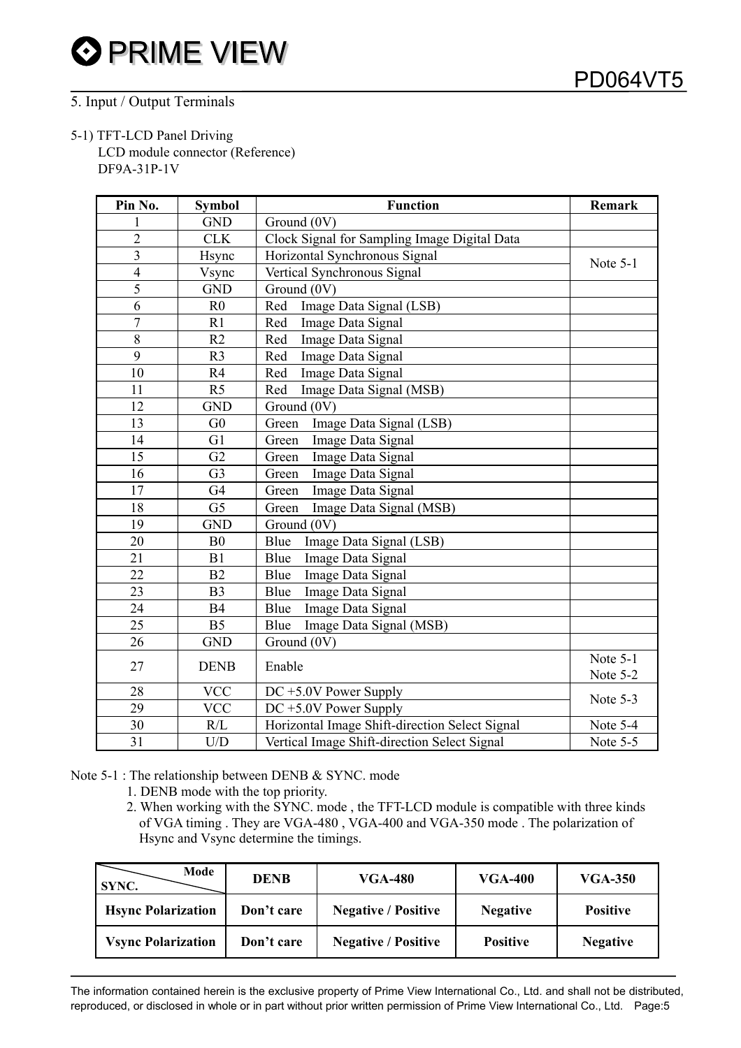## 5. Input / Output Terminals

5-1) TFT-LCD Panel Driving
LCD module connector (Reference)
DF9A-31P-1V

| Pin No. | Symbol | Function | Remark |
|---|---|---|---|
| 1 | GND | Ground (0V) | |
| 2 | CLK | Clock Signal for Sampling Image Digital Data | |
| 3 | Hsync | Horizontal Synchronous Signal | Note 5-1 |
| 4 | Vsync | Vertical Synchronous Signal | |
| 5 | GND | Ground (0V) | |
| 6 | R0 | Red Image Data Signal (LSB) | |
| 7 | R1 | Red Image Data Signal | |
| 8 | R2 | Red Image Data Signal | |
| 9 | R3 | Red Image Data Signal | |
| 10 | R4 | Red Image Data Signal | |
| 11 | R5 | Red Image Data Signal (MSB) | |
| 12 | GND | Ground (0V) | |
| 13 | G0 | Green Image Data Signal (LSB) | |
| 14 | G1 | Green Image Data Signal | |
| 15 | G2 | Green Image Data Signal | |
| 16 | G3 | Green Image Data Signal | |
| 17 | G4 | Green Image Data Signal | |
| 18 | G5 | Green Image Data Signal (MSB) | |
| 19 | GND | Ground (0V) | |
| 20 | B0 | Blue Image Data Signal (LSB) | |
| 21 | B1 | Blue Image Data Signal | |
| 22 | B2 | Blue Image Data Signal | |
| 23 | B3 | Blue Image Data Signal | |
| 24 | B4 | Blue Image Data Signal | |
| 25 | B5 | Blue Image Data Signal (MSB) | |
| 26 | GND | Ground (0V) | |
| 27 | DENB | Enable | Note 5-1<br>Note 5-2 |
| 28 | VCC | DC +5.0V Power Supply | Note 5-3 |
| 29 | VCC | DC +5.0V Power Supply | |
| 30 | R/L | Horizontal Image Shift-direction Select Signal | Note 5-4 |
| 31 | U/D | Vertical Image Shift-direction Select Signal | Note 5-5 |

Note 5-1 : The relationship between DENB & SYNC. mode

1. DENB mode with the top priority.
2. When working with the SYNC. mode , the TFT-LCD module is compatible with three kinds of VGA timing . They are VGA-480 , VGA-400 and VGA-350 mode . The polarization of Hsync and Vsync determine the timings.

| Mode / SYNC. | DENB | VGA-480 | VGA-400 | VGA-350 |
|---|---|---|---|---|
| **Hsync Polarization** | **Don't care** | **Negative / Positive** | **Negative** | **Positive** |
| **Vsync Polarization** | **Don't care** | **Negative / Positive** | **Positive** | **Negative** |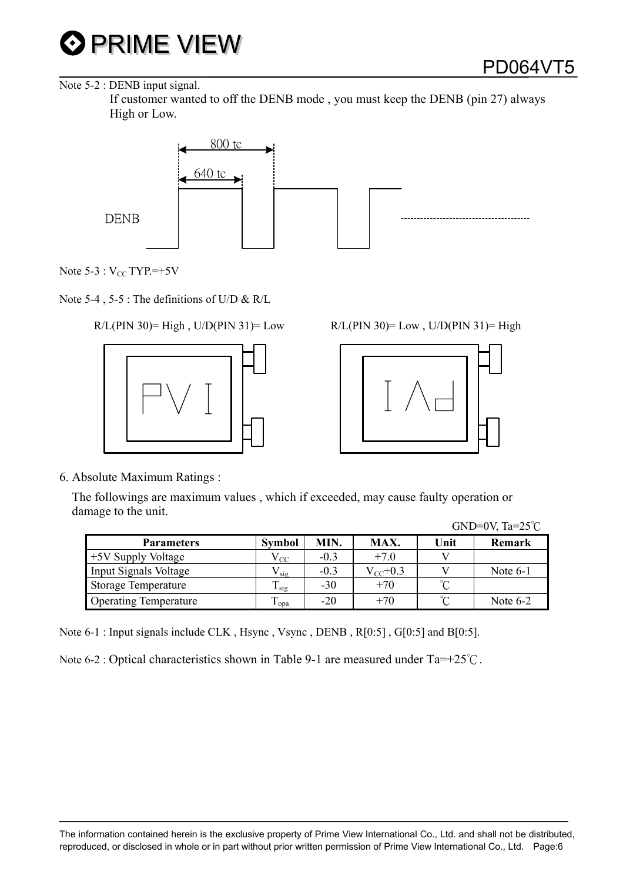Note 5-2 : DENB input signal.

If customer wanted to off the DENB mode , you must keep the DENB (pin 27) always High or Low.

Note 5-3 : $V_{CC}$ TYP.=+5V

Note 5-4 , 5-5 : The definitions of U/D & R/L

R/L(PIN 30)= High , U/D(PIN 31)= Low      R/L(PIN 30)= Low , U/D(PIN 31)= High

## 6. Absolute Maximum Ratings :

The followings are maximum values , which if exceeded, may cause faulty operation or damage to the unit.

GND=0V, Ta=25℃

| Parameters | Symbol | MIN. | MAX. | Unit | Remark |
|---|---|---|---|---|---|
| +5V Supply Voltage | $V_{CC}$ | -0.3 | +7.0 | V | |
| Input Signals Voltage | $V_{sig}$ | -0.3 | $V_{CC}$+0.3 | V | Note 6-1 |
| Storage Temperature | $T_{stg}$ | -30 | +70 | ℃ | |
| Operating Temperature | $T_{opa}$ | -20 | +70 | ℃ | Note 6-2 |

Note 6-1 : Input signals include CLK , Hsync , Vsync , DENB , R[0:5] , G[0:5] and B[0:5].

Note 6-2 : Optical characteristics shown in Table 9-1 are measured under Ta=+25℃.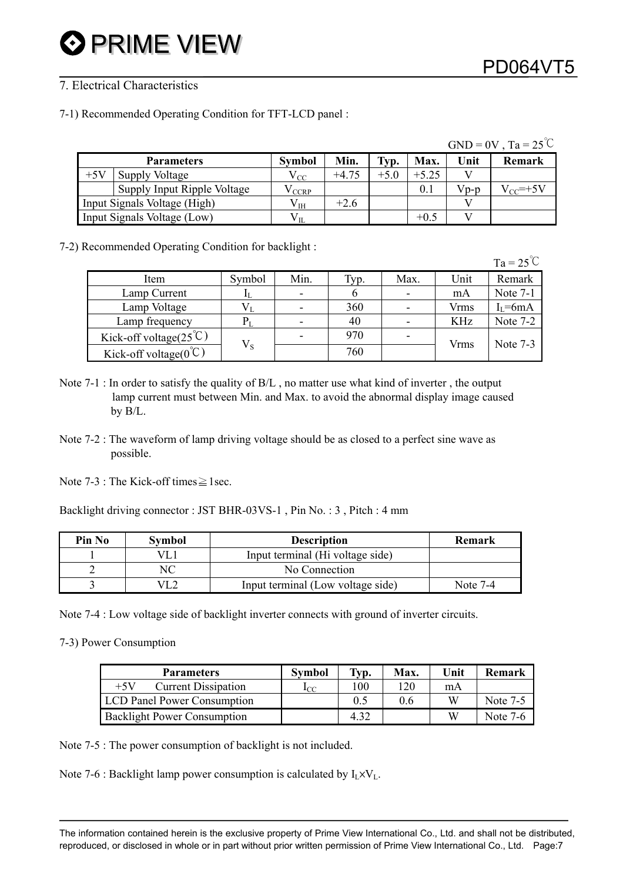## 7. Electrical Characteristics

### 7-1) Recommended Operating Condition for TFT-LCD panel :

GND = 0V , Ta = 25℃

| Parameters | | Symbol | Min. | Typ. | Max. | Unit | Remark |
|---|---|---|---|---|---|---|---|
| +5V | Supply Voltage | $V_{CC}$ | +4.75 | +5.0 | +5.25 | V | |
| | Supply Input Ripple Voltage | $V_{CCRP}$ | | | 0.1 | Vp-p | $V_{CC}$=+5V |
| Input Signals Voltage (High) | | $V_{IH}$ | +2.6 | | | V | |
| Input Signals Voltage (Low) | | $V_{IL}$ | | | +0.5 | V | |

### 7-2) Recommended Operating Condition for backlight :

Ta = 25℃

| Item | Symbol | Min. | Typ. | Max. | Unit | Remark |
|---|---|---|---|---|---|---|
| Lamp Current | $I_L$ | - | 6 | - | mA | Note 7-1 |
| Lamp Voltage | $V_L$ | - | 360 | - | Vrms | $I_L$=6mA |
| Lamp frequency | $P_L$ | - | 40 | - | KHz | Note 7-2 |
| Kick-off voltage(25℃) | $V_S$ | - | 970 | - | Vrms | Note 7-3 |
| Kick-off voltage(0℃) | | | 760 | | | |

Note 7-1 : In order to satisfy the quality of B/L , no matter use what kind of inverter , the output lamp current must between Min. and Max. to avoid the abnormal display image caused by B/L.

Note 7-2 : The waveform of lamp driving voltage should be as closed to a perfect sine wave as possible.

Note 7-3 : The Kick-off times≧1sec.

Backlight driving connector : JST BHR-03VS-1 , Pin No. : 3 , Pitch : 4 mm

| Pin No | Symbol | Description | Remark |
|---|---|---|---|
| 1 | VL1 | Input terminal (Hi voltage side) | |
| 2 | NC | No Connection | |
| 3 | VL2 | Input terminal (Low voltage side) | Note 7-4 |

Note 7-4 : Low voltage side of backlight inverter connects with ground of inverter circuits.

### 7-3) Power Consumption

| Parameters | Symbol | Typ. | Max. | Unit | Remark |
|---|---|---|---|---|---|
| +5V Current Dissipation | $I_{CC}$ | 100 | 120 | mA | |
| LCD Panel Power Consumption | | 0.5 | 0.6 | W | Note 7-5 |
| Backlight Power Consumption | | 4.32 | | W | Note 7-6 |

Note 7-5 : The power consumption of backlight is not included.

Note 7-6 : Backlight lamp power consumption is calculated by $I_L \times V_L$.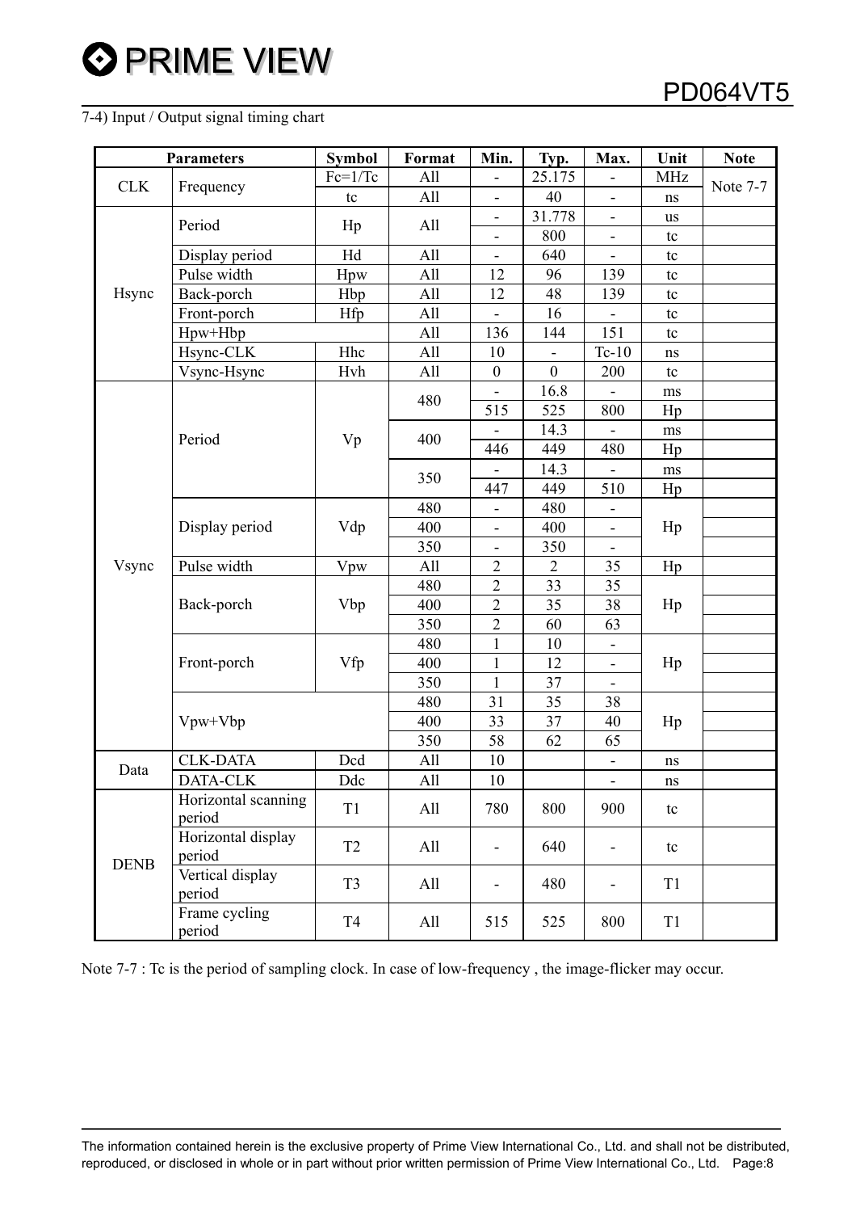7-4) Input / Output signal timing chart

| Parameters | | Symbol | Format | Min. | Typ. | Max. | Unit | Note |
|---|---|---|---|---|---|---|---|---|
| CLK | Frequency | Fc=1/Tc | All | - | 25.175 | - | MHz | Note 7-7 |
| | | tc | All | - | 40 | - | ns | |
| Hsync | Period | Hp | All | - | 31.778 | - | us | |
| | | | | - | 800 | - | tc | |
| | Display period | Hd | All | - | 640 | - | tc | |
| | Pulse width | Hpw | All | 12 | 96 | 139 | tc | |
| | Back-porch | Hbp | All | 12 | 48 | 139 | tc | |
| | Front-porch | Hfp | All | - | 16 | - | tc | |
| | Hpw+Hbp | | All | 136 | 144 | 151 | tc | |
| | Hsync-CLK | Hhc | All | 10 | - | Tc-10 | ns | |
| | Vsync-Hsync | Hvh | All | 0 | 0 | 200 | tc | |
| Vsync | Period | Vp | 480 | - | 16.8 | - | ms | |
| | | | | 515 | 525 | 800 | Hp | |
| | | | 400 | - | 14.3 | - | ms | |
| | | | | 446 | 449 | 480 | Hp | |
| | | | 350 | - | 14.3 | - | ms | |
| | | | | 447 | 449 | 510 | Hp | |
| | Display period | Vdp | 480 | - | 480 | - | Hp | |
| | | | 400 | - | 400 | - | | |
| | | | 350 | - | 350 | - | | |
| | Pulse width | Vpw | All | 2 | 2 | 35 | Hp | |
| | Back-porch | Vbp | 480 | 2 | 33 | 35 | Hp | |
| | | | 400 | 2 | 35 | 38 | | |
| | | | 350 | 2 | 60 | 63 | | |
| | Front-porch | Vfp | 480 | 1 | 10 | - | Hp | |
| | | | 400 | 1 | 12 | - | | |
| | | | 350 | 1 | 37 | - | | |
| | Vpw+Vbp | | 480 | 31 | 35 | 38 | Hp | |
| | | | 400 | 33 | 37 | 40 | | |
| | | | 350 | 58 | 62 | 65 | | |
| Data | CLK-DATA | Dcd | All | 10 | | - | ns | |
| | DATA-CLK | Ddc | All | 10 | | - | ns | |
| DENB | Horizontal scanning period | T1 | All | 780 | 800 | 900 | tc | |
| | Horizontal display period | T2 | All | - | 640 | - | tc | |
| | Vertical display period | T3 | All | - | 480 | - | T1 | |
| | Frame cycling period | T4 | All | 515 | 525 | 800 | T1 | |

Note 7-7 : Tc is the period of sampling clock. In case of low-frequency , the image-flicker may occur.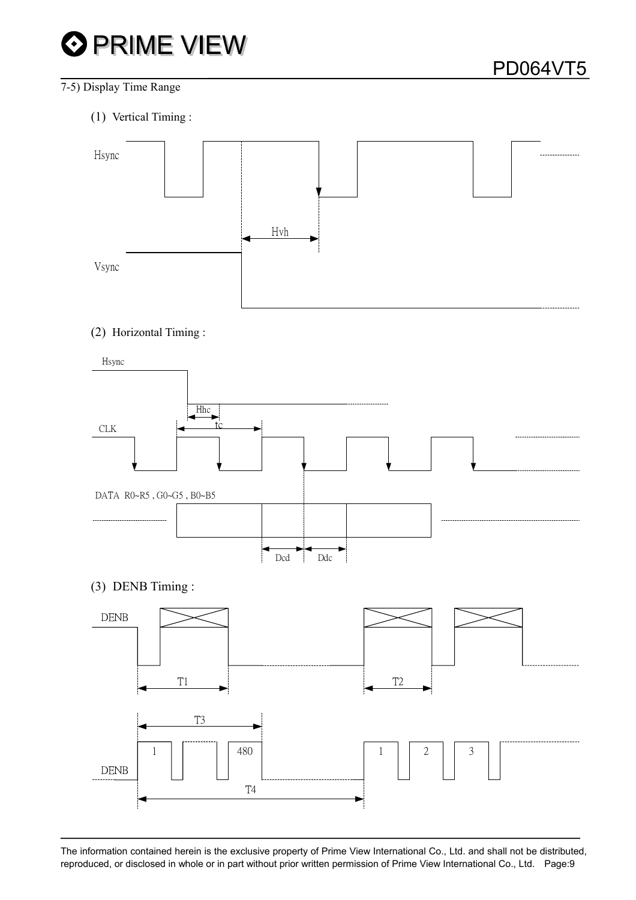## 7-5) Display Time Range

(1) Vertical Timing :

Hsync

Hvh

Vsync

(2) Horizontal Timing :

Hsync

Hhc

tc

CLK

DATA R0~R5 , G0~G5 , B0~B5

Dcd Ddc

(3) DENB Timing :

DENB

T1 T2

T3

1 480 1 2 3

DENB

T4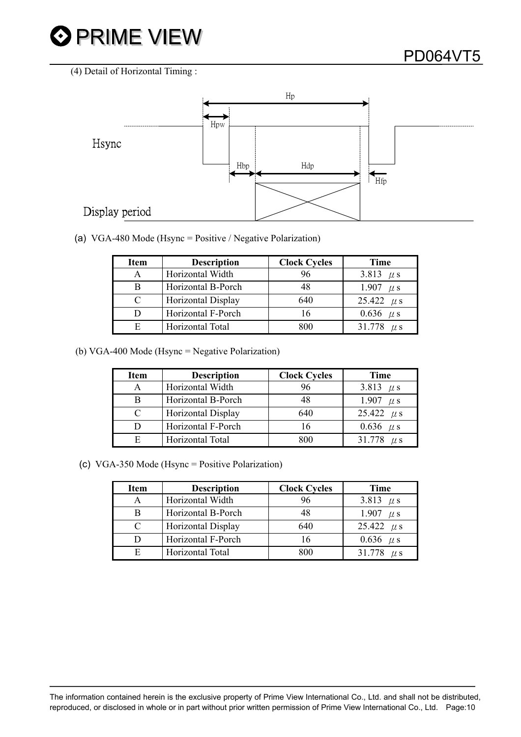(4) Detail of Horizontal Timing :

Hp

Hpw

Hsync

Hbp Hdp

Hfp

Display period

(a) VGA-480 Mode (Hsync = Positive / Negative Polarization)

| Item | Description | Clock Cycles | Time |
|---|---|---|---|
| A | Horizontal Width | 96 | 3.813 μs |
| B | Horizontal B-Porch | 48 | 1.907 μs |
| C | Horizontal Display | 640 | 25.422 μs |
| D | Horizontal F-Porch | 16 | 0.636 μs |
| E | Horizontal Total | 800 | 31.778 μs |

(b) VGA-400 Mode (Hsync = Negative Polarization)

| Item | Description | Clock Cycles | Time |
|---|---|---|---|
| A | Horizontal Width | 96 | 3.813 μs |
| B | Horizontal B-Porch | 48 | 1.907 μs |
| C | Horizontal Display | 640 | 25.422 μs |
| D | Horizontal F-Porch | 16 | 0.636 μs |
| E | Horizontal Total | 800 | 31.778 μs |

(c) VGA-350 Mode (Hsync = Positive Polarization)

| Item | Description | Clock Cycles | Time |
|---|---|---|---|
| A | Horizontal Width | 96 | 3.813 μs |
| B | Horizontal B-Porch | 48 | 1.907 μs |
| C | Horizontal Display | 640 | 25.422 μs |
| D | Horizontal F-Porch | 16 | 0.636 μs |
| E | Horizontal Total | 800 | 31.778 μs |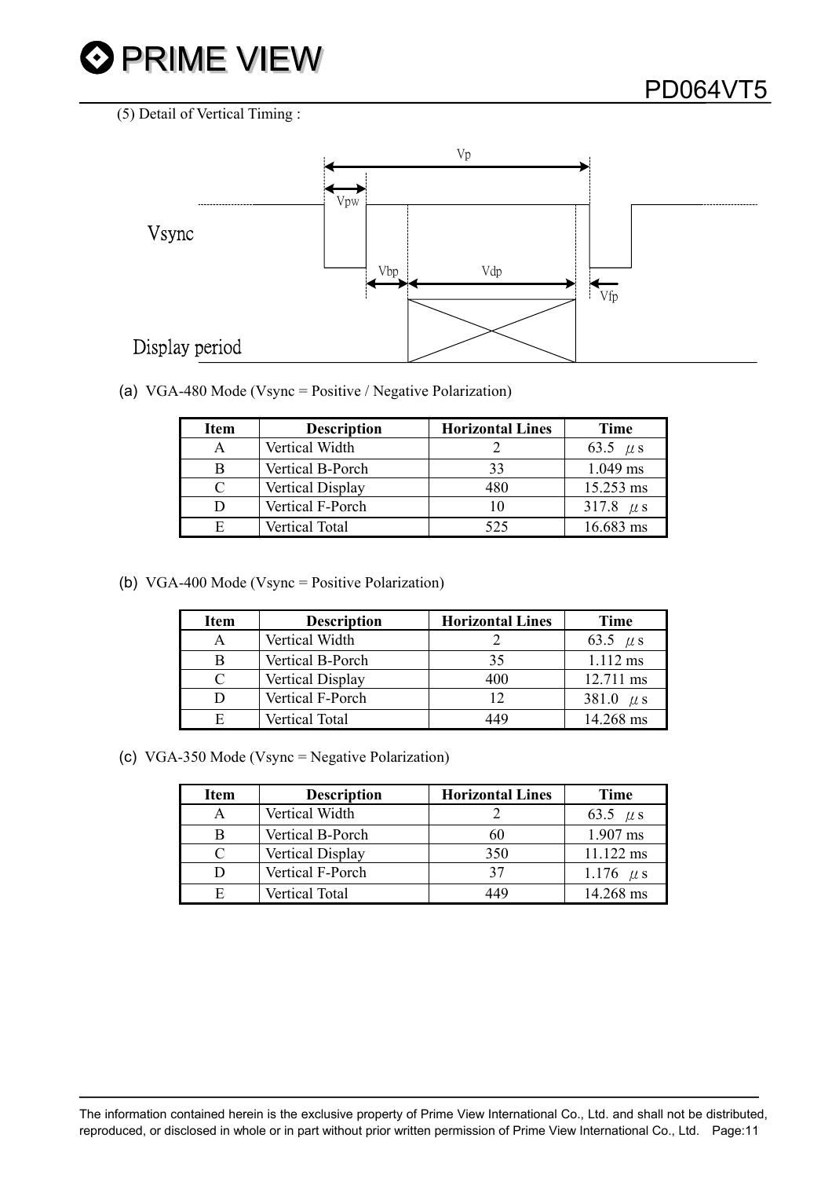(5) Detail of Vertical Timing :

(a) VGA-480 Mode (Vsync = Positive / Negative Polarization)

| Item | Description | Horizontal Lines | Time |
|---|---|---|---|
| A | Vertical Width | 2 | 63.5 μs |
| B | Vertical B-Porch | 33 | 1.049 ms |
| C | Vertical Display | 480 | 15.253 ms |
| D | Vertical F-Porch | 10 | 317.8 μs |
| E | Vertical Total | 525 | 16.683 ms |

(b) VGA-400 Mode (Vsync = Positive Polarization)

| Item | Description | Horizontal Lines | Time |
|---|---|---|---|
| A | Vertical Width | 2 | 63.5 μs |
| B | Vertical B-Porch | 35 | 1.112 ms |
| C | Vertical Display | 400 | 12.711 ms |
| D | Vertical F-Porch | 12 | 381.0 μs |
| E | Vertical Total | 449 | 14.268 ms |

(c) VGA-350 Mode (Vsync = Negative Polarization)

| Item | Description | Horizontal Lines | Time |
|---|---|---|---|
| A | Vertical Width | 2 | 63.5 μs |
| B | Vertical B-Porch | 60 | 1.907 ms |
| C | Vertical Display | 350 | 11.122 ms |
| D | Vertical F-Porch | 37 | 1.176 μs |
| E | Vertical Total | 449 | 14.268 ms |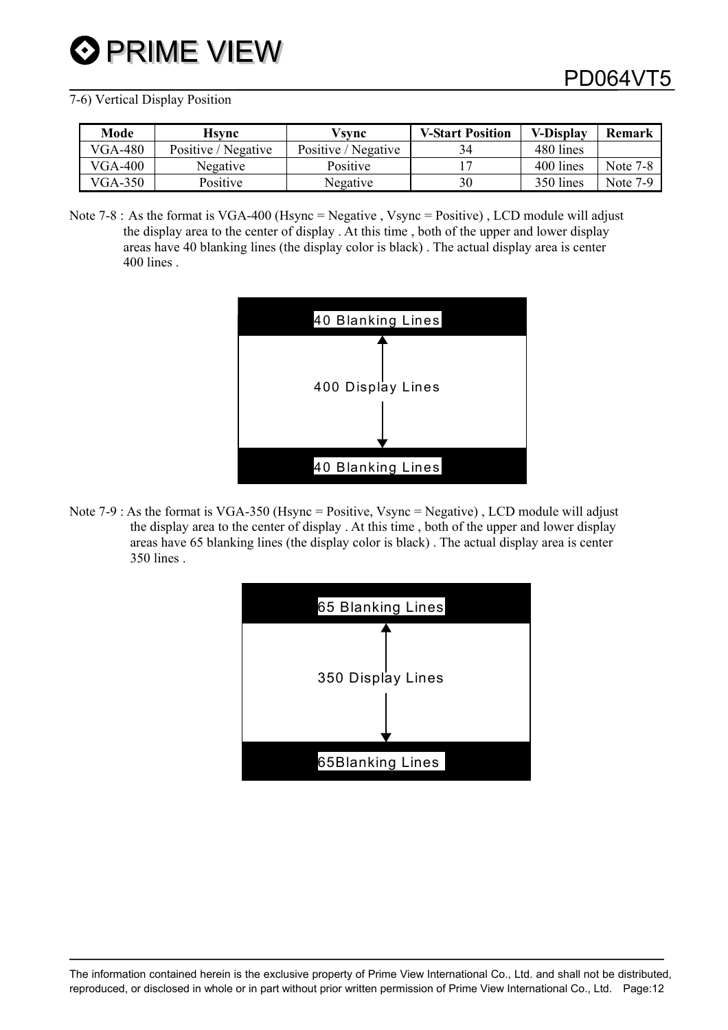7-6) Vertical Display Position

| Mode | Hsync | Vsync | V-Start Position | V-Display | Remark |
|---|---|---|---|---|---|
| VGA-480 | Positive / Negative | Positive / Negative | 34 | 480 lines | |
| VGA-400 | Negative | Positive | 17 | 400 lines | Note 7-8 |
| VGA-350 | Positive | Negative | 30 | 350 lines | Note 7-9 |

Note 7-8 : As the format is VGA-400 (Hsync = Negative , Vsync = Positive) , LCD module will adjust the display area to the center of display . At this time , both of the upper and lower display areas have 40 blanking lines (the display color is black) . The actual display area is center 400 lines .

40 Blanking Lines

400 Display Lines

40 Blanking Lines

Note 7-9 : As the format is VGA-350 (Hsync = Positive, Vsync = Negative) , LCD module will adjust the display area to the center of display . At this time , both of the upper and lower display areas have 65 blanking lines (the display color is black) . The actual display area is center 350 lines .

65 Blanking Lines

350 Display Lines

65Blanking Lines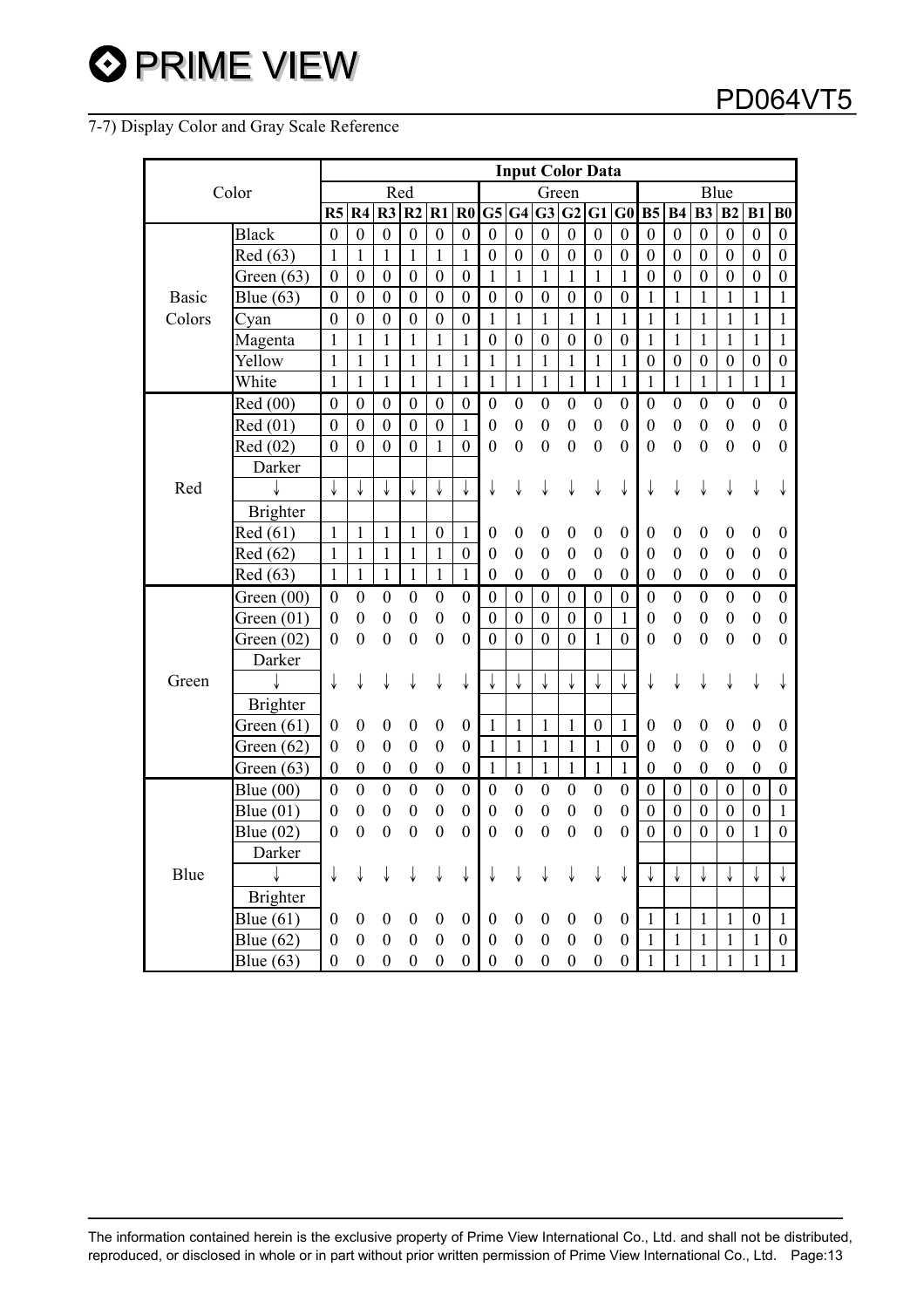7-7) Display Color and Gray Scale Reference

| Color | | Input Color Data | | | | | | | | | | | | | | | | | |
|---|---|---|---|---|---|---|---|---|---|---|---|---|---|---|---|---|---|---|---|
| | | Red | | | | | | Green | | | | | | Blue | | | | | |
| | | R5 | R4 | R3 | R2 | R1 | R0 | G5 | G4 | G3 | G2 | G1 | G0 | B5 | B4 | B3 | B2 | B1 | B0 |
| Basic Colors | Black | 0 | 0 | 0 | 0 | 0 | 0 | 0 | 0 | 0 | 0 | 0 | 0 | 0 | 0 | 0 | 0 | 0 | 0 |
| | Red (63) | 1 | 1 | 1 | 1 | 1 | 1 | 0 | 0 | 0 | 0 | 0 | 0 | 0 | 0 | 0 | 0 | 0 | 0 |
| | Green (63) | 0 | 0 | 0 | 0 | 0 | 0 | 1 | 1 | 1 | 1 | 1 | 1 | 0 | 0 | 0 | 0 | 0 | 0 |
| | Blue (63) | 0 | 0 | 0 | 0 | 0 | 0 | 0 | 0 | 0 | 0 | 0 | 0 | 1 | 1 | 1 | 1 | 1 | 1 |
| | Cyan | 0 | 0 | 0 | 0 | 0 | 0 | 1 | 1 | 1 | 1 | 1 | 1 | 1 | 1 | 1 | 1 | 1 | 1 |
| | Magenta | 1 | 1 | 1 | 1 | 1 | 1 | 0 | 0 | 0 | 0 | 0 | 0 | 1 | 1 | 1 | 1 | 1 | 1 |
| | Yellow | 1 | 1 | 1 | 1 | 1 | 1 | 1 | 1 | 1 | 1 | 1 | 1 | 0 | 0 | 0 | 0 | 0 | 0 |
| | White | 1 | 1 | 1 | 1 | 1 | 1 | 1 | 1 | 1 | 1 | 1 | 1 | 1 | 1 | 1 | 1 | 1 | 1 |
| Red | Red (00) | 0 | 0 | 0 | 0 | 0 | 0 | 0 | 0 | 0 | 0 | 0 | 0 | 0 | 0 | 0 | 0 | 0 | 0 |
| | Red (01) | 0 | 0 | 0 | 0 | 0 | 1 | 0 | 0 | 0 | 0 | 0 | 0 | 0 | 0 | 0 | 0 | 0 | 0 |
| | Red (02) | 0 | 0 | 0 | 0 | 1 | 0 | 0 | 0 | 0 | 0 | 0 | 0 | 0 | 0 | 0 | 0 | 0 | 0 |
| | Darker | | | | | | | | | | | | | | | | | | |
| | ↓ | ↓ | ↓ | ↓ | ↓ | ↓ | ↓ | ↓ | ↓ | ↓ | ↓ | ↓ | ↓ | ↓ | ↓ | ↓ | ↓ | ↓ | ↓ |
| | Brighter | | | | | | | | | | | | | | | | | | |
| | Red (61) | 1 | 1 | 1 | 1 | 0 | 1 | 0 | 0 | 0 | 0 | 0 | 0 | 0 | 0 | 0 | 0 | 0 | 0 |
| | Red (62) | 1 | 1 | 1 | 1 | 1 | 0 | 0 | 0 | 0 | 0 | 0 | 0 | 0 | 0 | 0 | 0 | 0 | 0 |
| | Red (63) | 1 | 1 | 1 | 1 | 1 | 1 | 0 | 0 | 0 | 0 | 0 | 0 | 0 | 0 | 0 | 0 | 0 | 0 |
| Green | Green (00) | 0 | 0 | 0 | 0 | 0 | 0 | 0 | 0 | 0 | 0 | 0 | 0 | 0 | 0 | 0 | 0 | 0 | 0 |
| | Green (01) | 0 | 0 | 0 | 0 | 0 | 0 | 0 | 0 | 0 | 0 | 0 | 1 | 0 | 0 | 0 | 0 | 0 | 0 |
| | Green (02) | 0 | 0 | 0 | 0 | 0 | 0 | 0 | 0 | 0 | 0 | 1 | 0 | 0 | 0 | 0 | 0 | 0 | 0 |
| | Darker | | | | | | | | | | | | | | | | | | |
| | ↓ | ↓ | ↓ | ↓ | ↓ | ↓ | ↓ | ↓ | ↓ | ↓ | ↓ | ↓ | ↓ | ↓ | ↓ | ↓ | ↓ | ↓ | ↓ |
| | Brighter | | | | | | | | | | | | | | | | | | |
| | Green (61) | 0 | 0 | 0 | 0 | 0 | 0 | 1 | 1 | 1 | 1 | 0 | 1 | 0 | 0 | 0 | 0 | 0 | 0 |
| | Green (62) | 0 | 0 | 0 | 0 | 0 | 0 | 1 | 1 | 1 | 1 | 1 | 0 | 0 | 0 | 0 | 0 | 0 | 0 |
| | Green (63) | 0 | 0 | 0 | 0 | 0 | 0 | 1 | 1 | 1 | 1 | 1 | 1 | 0 | 0 | 0 | 0 | 0 | 0 |
| Blue | Blue (00) | 0 | 0 | 0 | 0 | 0 | 0 | 0 | 0 | 0 | 0 | 0 | 0 | 0 | 0 | 0 | 0 | 0 | 0 |
| | Blue (01) | 0 | 0 | 0 | 0 | 0 | 0 | 0 | 0 | 0 | 0 | 0 | 0 | 0 | 0 | 0 | 0 | 0 | 1 |
| | Blue (02) | 0 | 0 | 0 | 0 | 0 | 0 | 0 | 0 | 0 | 0 | 0 | 0 | 0 | 0 | 0 | 0 | 1 | 0 |
| | Darker | | | | | | | | | | | | | | | | | | |
| | ↓ | ↓ | ↓ | ↓ | ↓ | ↓ | ↓ | ↓ | ↓ | ↓ | ↓ | ↓ | ↓ | ↓ | ↓ | ↓ | ↓ | ↓ | ↓ |
| | Brighter | | | | | | | | | | | | | | | | | | |
| | Blue (61) | 0 | 0 | 0 | 0 | 0 | 0 | 0 | 0 | 0 | 0 | 0 | 0 | 1 | 1 | 1 | 1 | 0 | 1 |
| | Blue (62) | 0 | 0 | 0 | 0 | 0 | 0 | 0 | 0 | 0 | 0 | 0 | 0 | 1 | 1 | 1 | 1 | 1 | 0 |
| | Blue (63) | 0 | 0 | 0 | 0 | 0 | 0 | 0 | 0 | 0 | 0 | 0 | 0 | 1 | 1 | 1 | 1 | 1 | 1 |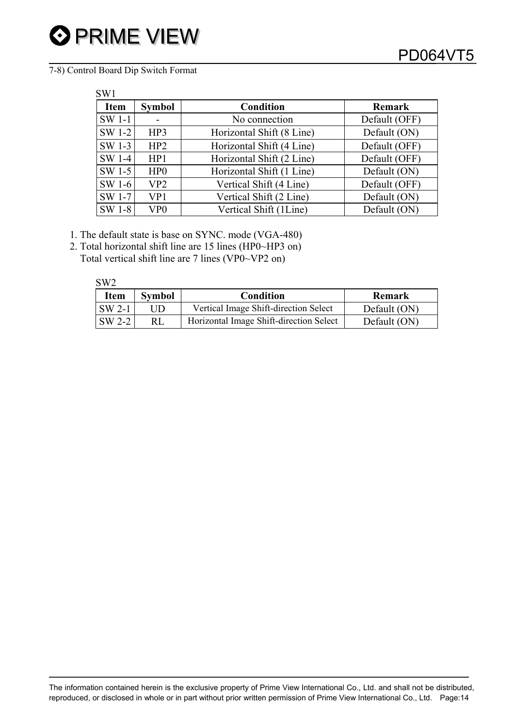7-8) Control Board Dip Switch Format

SW1

| Item | Symbol | Condition | Remark |
|---|---|---|---|
| SW 1-1 | - | No connection | Default (OFF) |
| SW 1-2 | HP3 | Horizontal Shift (8 Line) | Default (ON) |
| SW 1-3 | HP2 | Horizontal Shift (4 Line) | Default (OFF) |
| SW 1-4 | HP1 | Horizontal Shift (2 Line) | Default (OFF) |
| SW 1-5 | HP0 | Horizontal Shift (1 Line) | Default (ON) |
| SW 1-6 | VP2 | Vertical Shift (4 Line) | Default (OFF) |
| SW 1-7 | VP1 | Vertical Shift (2 Line) | Default (ON) |
| SW 1-8 | VP0 | Vertical Shift (1Line) | Default (ON) |

1. The default state is base on SYNC. mode (VGA-480)
2. Total horizontal shift line are 15 lines (HP0~HP3 on)
   Total vertical shift line are 7 lines (VP0~VP2 on)

SW2

| Item | Symbol | Condition | Remark |
|---|---|---|---|
| SW 2-1 | UD | Vertical Image Shift-direction Select | Default (ON) |
| SW 2-2 | RL | Horizontal Image Shift-direction Select | Default (ON) |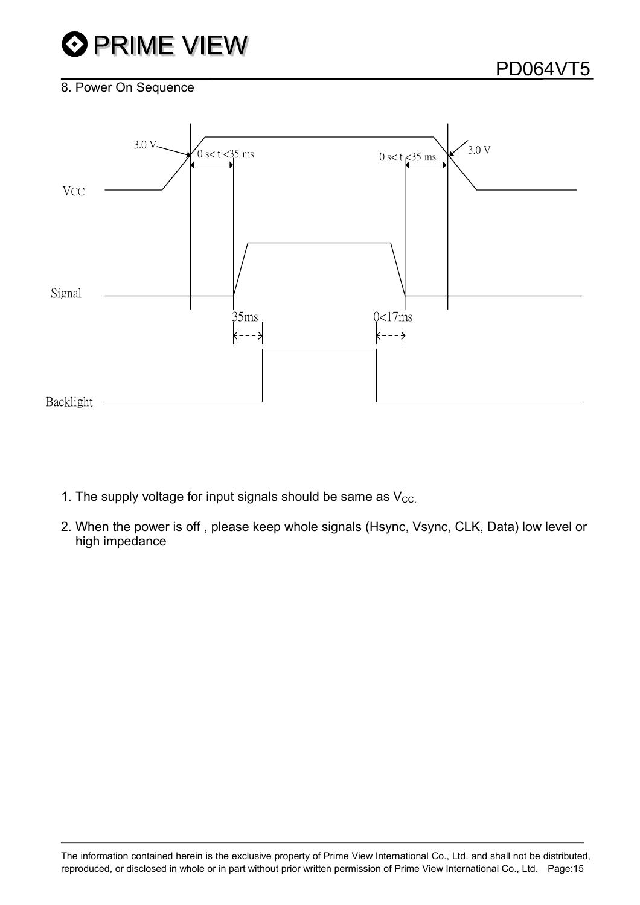## 8. Power On Sequence

3.0 V

0 s< t <35 ms

0 s< t <35 ms

3.0 V

VCC

Signal

35ms

0<17ms

Backlight

1. The supply voltage for input signals should be same as $V_{CC}$.

2. When the power is off , please keep whole signals (Hsync, Vsync, CLK, Data) low level or high impedance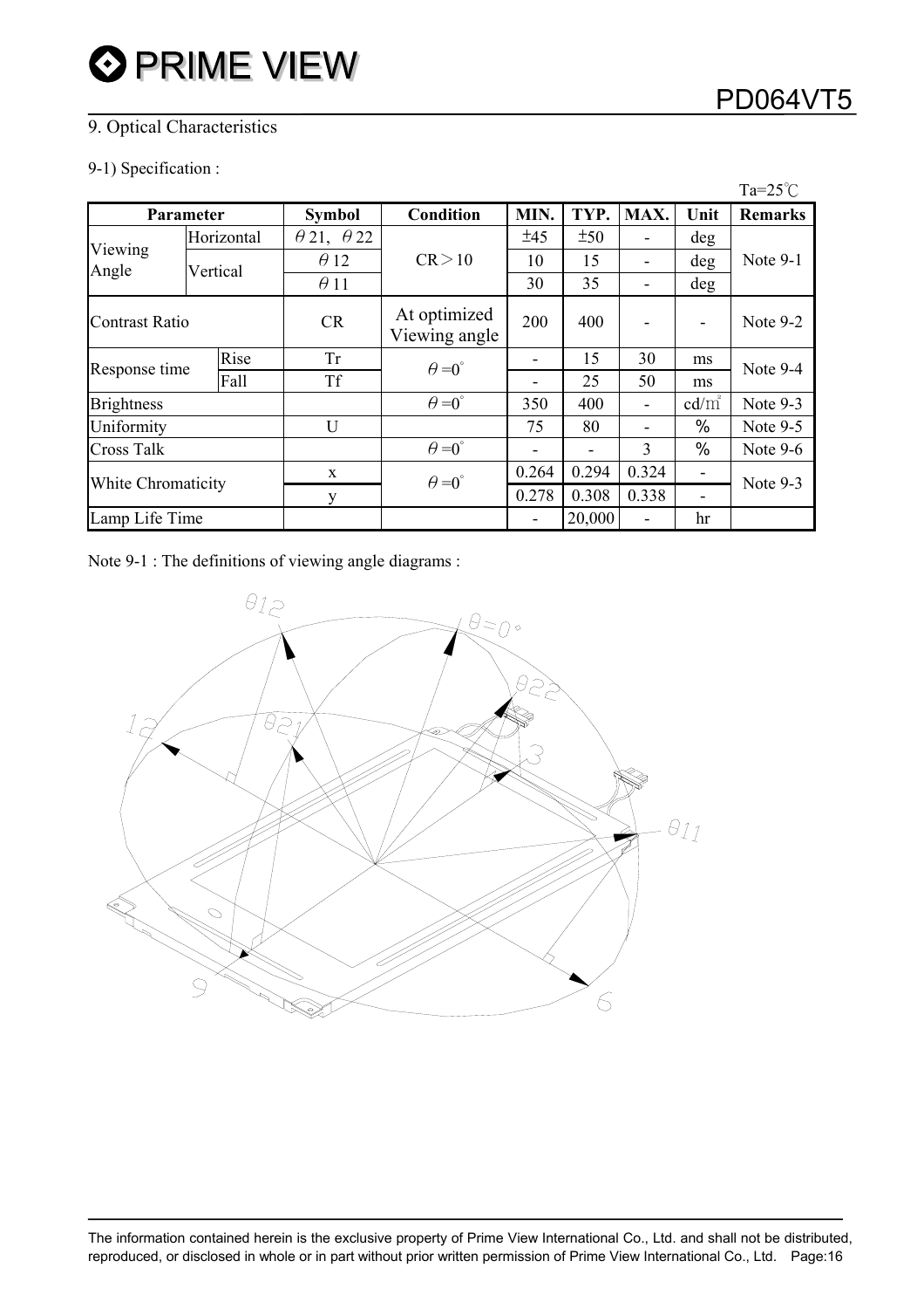## 9. Optical Characteristics

9-1) Specification :

Ta=25℃

| Parameter | | Symbol | Condition | MIN. | TYP. | MAX. | Unit | Remarks |
|---|---|---|---|---|---|---|---|---|
| Viewing Angle | Horizontal | $\theta$21, $\theta$22 | CR＞10 | ±45 | ±50 | - | deg | Note 9-1 |
| | Vertical | $\theta$12 | | 10 | 15 | - | deg | |
| | | $\theta$11 | | 30 | 35 | - | deg | |
| Contrast Ratio | | CR | At optimized Viewing angle | 200 | 400 | - | - | Note 9-2 |
| Response time | Rise | Tr | $\theta=0^{\circ}$ | - | 15 | 30 | ms | Note 9-4 |
| | Fall | Tf | | - | 25 | 50 | ms | |
| Brightness | | | $\theta=0^{\circ}$ | 350 | 400 | - | cd/m² | Note 9-3 |
| Uniformity | | U | | 75 | 80 | - | % | Note 9-5 |
| Cross Talk | | | $\theta=0^{\circ}$ | - | - | 3 | % | Note 9-6 |
| White Chromaticity | | x | $\theta=0^{\circ}$ | 0.264 | 0.294 | 0.324 | - | Note 9-3 |
| | | y | | 0.278 | 0.308 | 0.338 | - | |
| Lamp Life Time | | | | - | 20,000 | - | hr | |

Note 9-1 : The definitions of viewing angle diagrams :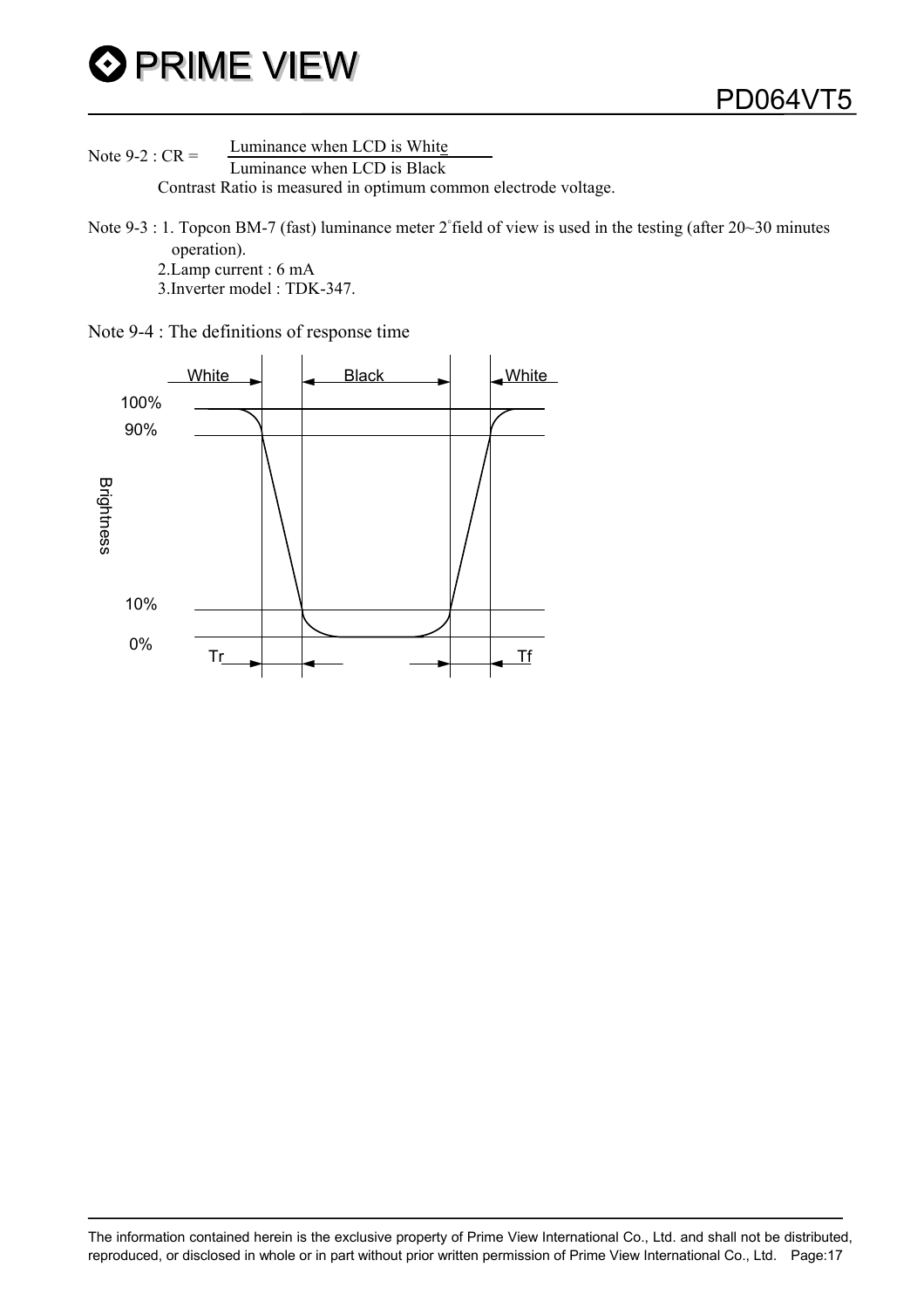Note 9-2 : $CR = \dfrac{\text{Luminance when LCD is White}}{\text{Luminance when LCD is Black}}$

Contrast Ratio is measured in optimum common electrode voltage.

Note 9-3 : 1. Topcon BM-7 (fast) luminance meter 2°field of view is used in the testing (after 20~30 minutes operation).

2.Lamp current : 6 mA

3.Inverter model : TDK-347.

Note 9-4 : The definitions of response time

White Black White

100%

90%

Brightness

10%

0%

Tr Tf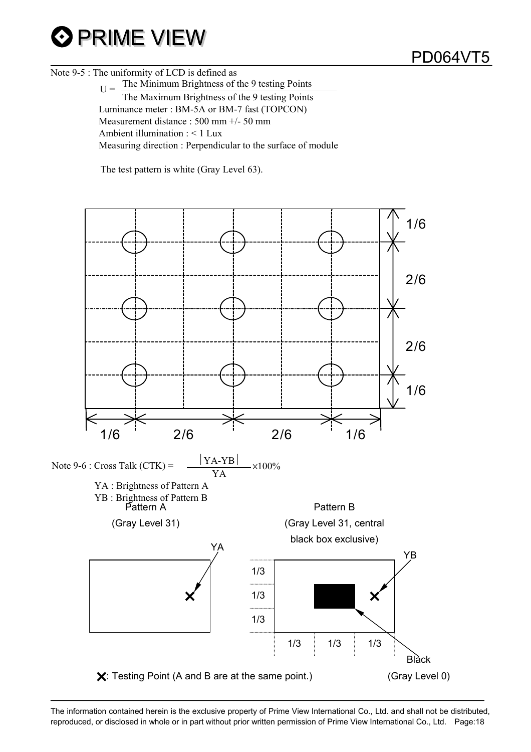Note 9-5 : The uniformity of LCD is defined as

$$U = \frac{\text{The Minimum Brightness of the 9 testing Points}}{\text{The Maximum Brightness of the 9 testing Points}}$$

Luminance meter : BM-5A or BM-7 fast (TOPCON)
Measurement distance : 500 mm +/- 50 mm
Ambient illumination : < 1 Lux
Measuring direction : Perpendicular to the surface of module

The test pattern is white (Gray Level 63).

1/6 2/6 2/6 1/6

1/6 2/6 2/6 1/6

Note 9-6 : Cross Talk (CTK) = $\frac{|YA-YB|}{YA} \times 100\%$

YA : Brightness of Pattern A
YB : Brightness of Pattern B

Pattern A (Gray Level 31)

Pattern B (Gray Level 31, central black box exclusive)

YA YB

1/3 1/3 1/3

1/3 1/3 1/3

Black (Gray Level 0)

✕: Testing Point (A and B are at the same point.)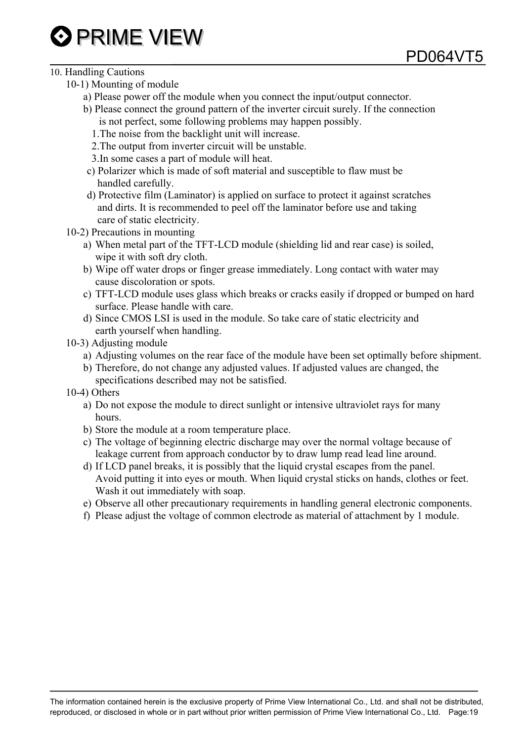## 10. Handling Cautions

### 10-1) Mounting of module

a) Please power off the module when you connect the input/output connector.

b) Please connect the ground pattern of the inverter circuit surely. If the connection is not perfect, some following problems may happen possibly.

1. The noise from the backlight unit will increase.
2. The output from inverter circuit will be unstable.
3. In some cases a part of module will heat.

c) Polarizer which is made of soft material and susceptible to flaw must be handled carefully.

d) Protective film (Laminator) is applied on surface to protect it against scratches and dirts. It is recommended to peel off the laminator before use and taking care of static electricity.

### 10-2) Precautions in mounting

a) When metal part of the TFT-LCD module (shielding lid and rear case) is soiled, wipe it with soft dry cloth.

b) Wipe off water drops or finger grease immediately. Long contact with water may cause discoloration or spots.

c) TFT-LCD module uses glass which breaks or cracks easily if dropped or bumped on hard surface. Please handle with care.

d) Since CMOS LSI is used in the module. So take care of static electricity and earth yourself when handling.

### 10-3) Adjusting module

a) Adjusting volumes on the rear face of the module have been set optimally before shipment.

b) Therefore, do not change any adjusted values. If adjusted values are changed, the specifications described may not be satisfied.

### 10-4) Others

a) Do not expose the module to direct sunlight or intensive ultraviolet rays for many hours.

b) Store the module at a room temperature place.

c) The voltage of beginning electric discharge may over the normal voltage because of leakage current from approach conductor by to draw lump read lead line around.

d) If LCD panel breaks, it is possibly that the liquid crystal escapes from the panel. Avoid putting it into eyes or mouth. When liquid crystal sticks on hands, clothes or feet. Wash it out immediately with soap.

e) Observe all other precautionary requirements in handling general electronic components.

f) Please adjust the voltage of common electrode as material of attachment by 1 module.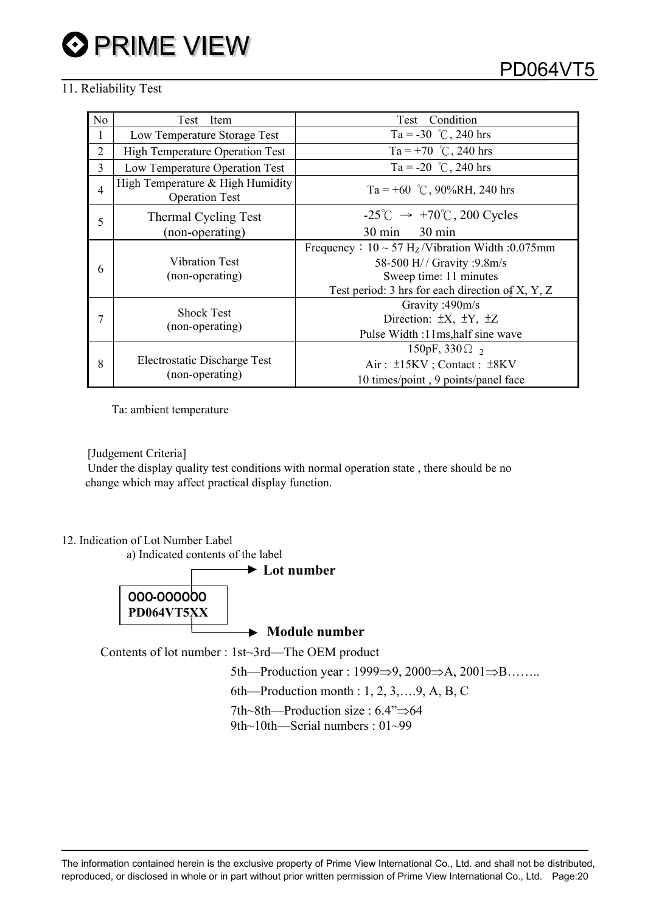## 11. Reliability Test

| No | Test Item | Test Condition |
|---|---|---|
| 1 | Low Temperature Storage Test | Ta = -30 ℃, 240 hrs |
| 2 | High Temperature Operation Test | Ta = +70 ℃, 240 hrs |
| 3 | Low Temperature Operation Test | Ta = -20 ℃, 240 hrs |
| 4 | High Temperature & High Humidity Operation Test | Ta = +60 ℃, 90%RH, 240 hrs |
| 5 | Thermal Cycling Test (non-operating) | -25℃ → +70℃, 200 Cycles<br>30 min 30 min |
| 6 | Vibration Test (non-operating) | Frequency：10 ~ 57 $H_Z$/Vibration Width :0.075mm<br>58-500 H// Gravity :9.8m/s<br>Sweep time: 11 minutes<br>Test period: 3 hrs for each direction of X, Y, Z |
| 7 | Shock Test (non-operating) | Gravity :490m/s<br>Direction: ±X, ±Y, ±Z<br>Pulse Width :11ms,half sine wave |
| 8 | Electrostatic Discharge Test (non-operating) | 150pF, 330Ω 2<br>Air : ±15KV ; Contact : ±8KV<br>10 times/point , 9 points/panel face |

Ta: ambient temperature

[Judgement Criteria]
Under the display quality test conditions with normal operation state , there should be no change which may affect practical display function.

## 12. Indication of Lot Number Label

a) Indicated contents of the label

```
000-000000   → Lot number
PD064VT5XX   → Module number
```

Contents of lot number : 1st~3rd—The OEM product

5th—Production year : 1999⇒9, 2000⇒A, 2001⇒B……..

6th—Production month : 1, 2, 3,….9, A, B, C

7th~8th—Production size : 6.4”⇒64

9th~10th—Serial numbers : 01~99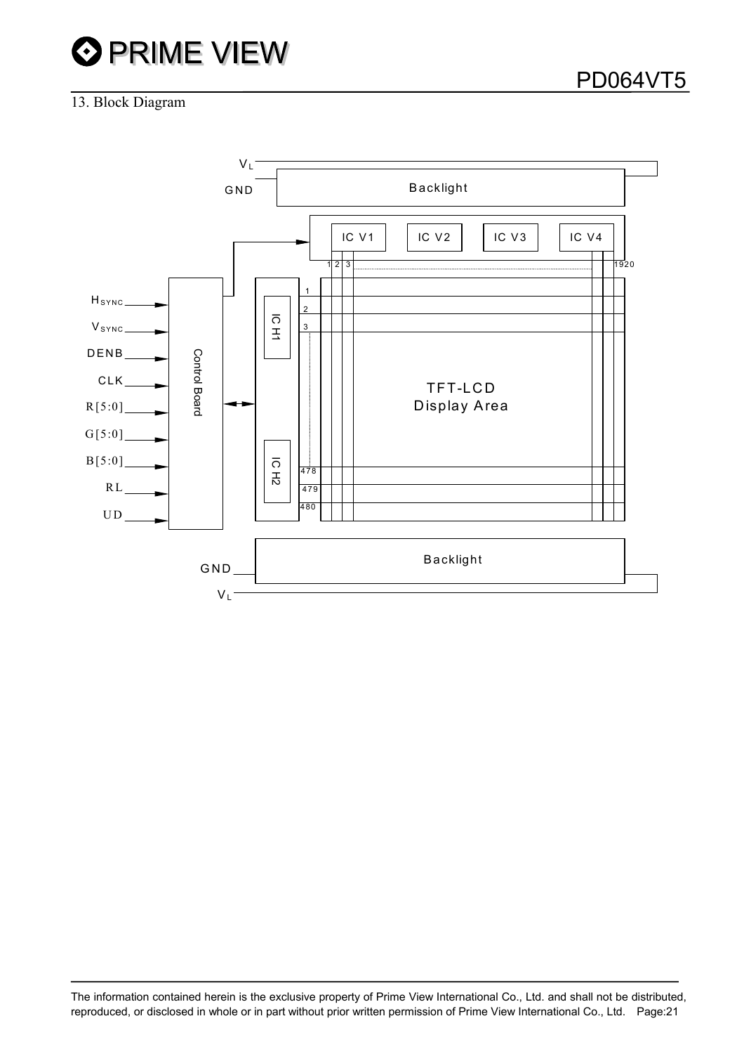## 13. Block Diagram

V$_L$

GND

Backlight

IC V1 IC V2 IC V3 IC V4

1 2 3 1920

H$_{SYNC}$

V$_{SYNC}$

DENB

CLK

R[5:0]

G[5:0]

B[5:0]

RL

UD

Control Board

IC H1

IC H2

1

2

3

478

479

480

TFT-LCD
Display Area

Backlight

GND

V$_L$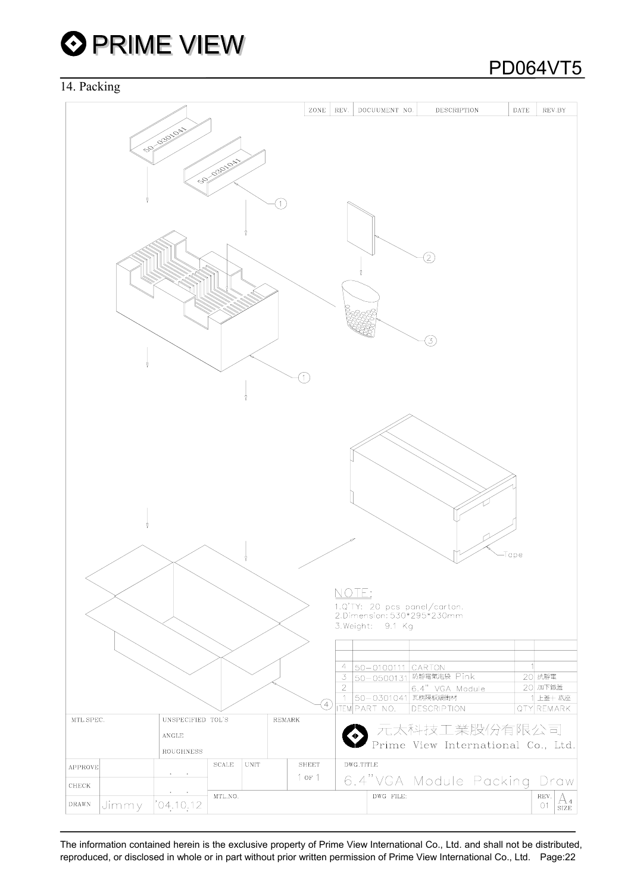## 14. Packing

| ZONE | REV. | DOCUUMENT NO. | DESCRIPTION | DATE | REV.BY |
|---|---|---|---|---|---|

50-0301041

50-0301041

Tape

NOTE:

1.Q'TY: 20 pcs panel/carton.
2.Dimension: 530*295*230mm
3.Weight: 9.1 Kg

| ITEM | PART NO. | DESCRIPTION | QTY | REMARK |
|---|---|---|---|---|
| 4 | 50-0100111 | CARTON | 1 | |
| 3 | 50-0500131 | 防靜電氣泡袋 Pink | 20 | 抗靜電 |
| 2 | | 6.4" VGA Module | 20 | 加下鐵蓋 |
| 1 | 50-0301041 | 瓦楞隔板緩衝材 | 1 | 上蓋+底座 |

| MTL.SPEC. | UNSPECIFIED TOL'S | REMARK | |
|---|---|---|---|
| | ANGLE | | 元太科技工業股份有限公司 Prime View International Co., Ltd. |
| | ROUGHNESS | | |

| APPROVE | | | SCALE | UNIT | SHEET | DWG.TITLE |
|---|---|---|---|---|---|---|
| CHECK | | | | | 1 OF 1 | 6.4"VGA Module Packing Draw |
| DRAWN | Jimmy | '04.10.12 | MTL.NO. | | | DWG FILE: REV. 01 A4 SIZE |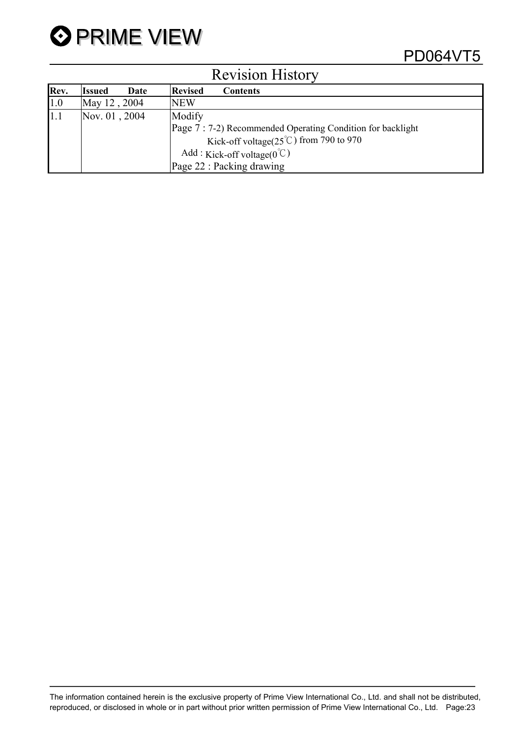# Revision History

| Rev. | Issued Date | Revised Contents |
|---|---|---|
| 1.0 | May 12 , 2004 | NEW |
| 1.1 | Nov. 01 , 2004 | Modify<br>Page 7 : 7-2) Recommended Operating Condition for backlight<br>Kick-off voltage(25℃) from 790 to 970<br>Add : Kick-off voltage(0℃)<br>Page 22 : Packing drawing |

The information contained herein is the exclusive property of Prime View International Co., Ltd. and shall not be distributed, reproduced, or disclosed in whole or in part without prior written permission of Prime View International Co., Ltd.